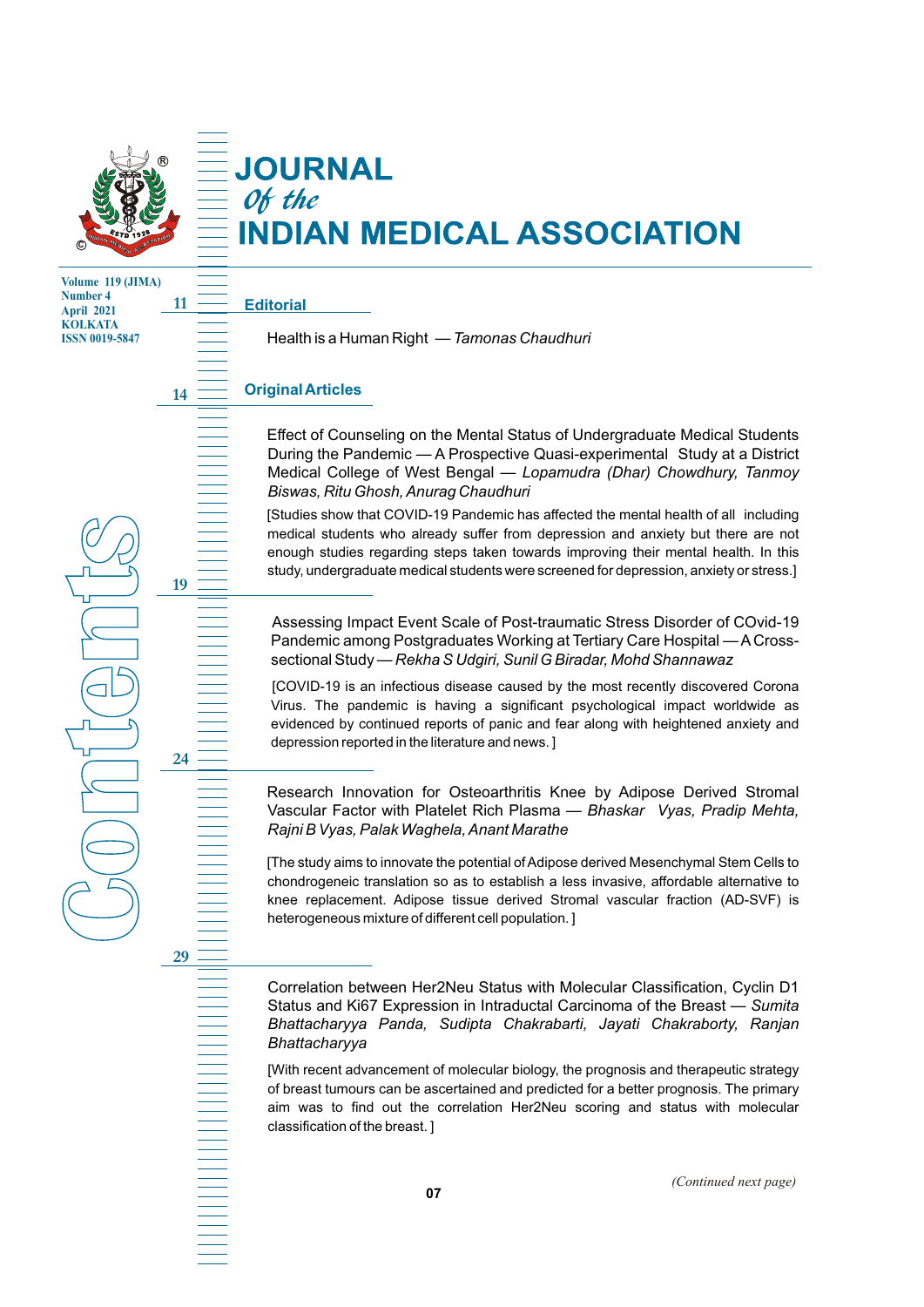# JOURNAL *Of the* INDIAN MEDICAL ASSOCIATION

Volume 119 (JIMA)
Number 4
April 2021
KOLKATA
ISSN 0019-5847

# Contents

## 11 Editorial

Health is a Human Right — *Tamonas Chaudhuri*

## 14 Original Articles

Effect of Counseling on the Mental Status of Undergraduate Medical Students During the Pandemic — A Prospective Quasi-experimental Study at a District Medical College of West Bengal — *Lopamudra (Dhar) Chowdhury, Tanmoy Biswas, Ritu Ghosh, Anurag Chaudhuri*

[Studies show that COVID-19 Pandemic has affected the mental health of all including medical students who already suffer from depression and anxiety but there are not enough studies regarding steps taken towards improving their mental health. In this study, undergraduate medical students were screened for depression, anxiety or stress.]

**19**

Assessing Impact Event Scale of Post-traumatic Stress Disorder of COvid-19 Pandemic among Postgraduates Working at Tertiary Care Hospital — A Cross-sectional Study — *Rekha S Udgiri, Sunil G Biradar, Mohd Shannawaz*

[COVID-19 is an infectious disease caused by the most recently discovered Corona Virus. The pandemic is having a significant psychological impact worldwide as evidenced by continued reports of panic and fear along with heightened anxiety and depression reported in the literature and news. ]

**24**

Research Innovation for Osteoarthritis Knee by Adipose Derived Stromal Vascular Factor with Platelet Rich Plasma — *Bhaskar Vyas, Pradip Mehta, Rajni B Vyas, Palak Waghela, Anant Marathe*

[The study aims to innovate the potential of Adipose derived Mesenchymal Stem Cells to chondrogeneic translation so as to establish a less invasive, affordable alternative to knee replacement. Adipose tissue derived Stromal vascular fraction (AD-SVF) is heterogeneous mixture of different cell population. ]

**29**

Correlation between Her2Neu Status with Molecular Classification, Cyclin D1 Status and Ki67 Expression in Intraductal Carcinoma of the Breast — *Sumita Bhattacharyya Panda, Sudipta Chakrabarti, Jayati Chakraborty, Ranjan Bhattacharyya*

[With recent advancement of molecular biology, the prognosis and therapeutic strategy of breast tumours can be ascertained and predicted for a better prognosis. The primary aim was to find out the correlation Her2Neu scoring and status with molecular classification of the breast. ]

*(Continued next page)*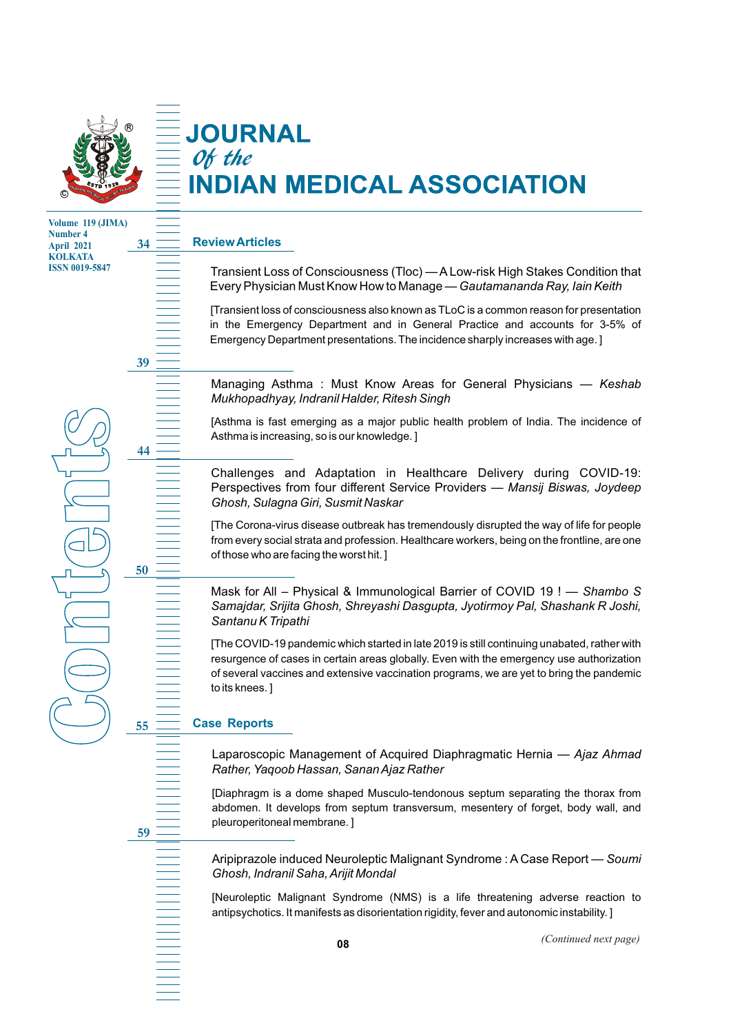# JOURNAL *Of the* INDIAN MEDICAL ASSOCIATION

Volume 119 (JIMA)
Number 4
April 2021
KOLKATA
ISSN 0019-5847

# Contents

## Review Articles

**34**

Transient Loss of Consciousness (Tloc) — A Low-risk High Stakes Condition that Every Physician Must Know How to Manage — *Gautamananda Ray, Iain Keith*

[Transient loss of consciousness also known as TLoC is a common reason for presentation in the Emergency Department and in General Practice and accounts for 3-5% of Emergency Department presentations. The incidence sharply increases with age. ]

**39**

Managing Asthma : Must Know Areas for General Physicians — *Keshab Mukhopadhyay, Indranil Halder, Ritesh Singh*

[Asthma is fast emerging as a major public health problem of India. The incidence of Asthma is increasing, so is our knowledge. ]

**44**

Challenges and Adaptation in Healthcare Delivery during COVID-19: Perspectives from four different Service Providers — *Mansij Biswas, Joydeep Ghosh, Sulagna Giri, Susmit Naskar*

[The Corona-virus disease outbreak has tremendously disrupted the way of life for people from every social strata and profession. Healthcare workers, being on the frontline, are one of those who are facing the worst hit. ]

**50**

Mask for All – Physical & Immunological Barrier of COVID 19 ! — *Shambo S Samajdar, Srijita Ghosh, Shreyashi Dasgupta, Jyotirmoy Pal, Shashank R Joshi, Santanu K Tripathi*

[The COVID-19 pandemic which started in late 2019 is still continuing unabated, rather with resurgence of cases in certain areas globally. Even with the emergency use authorization of several vaccines and extensive vaccination programs, we are yet to bring the pandemic to its knees. ]

## Case Reports

**55**

Laparoscopic Management of Acquired Diaphragmatic Hernia — *Ajaz Ahmad Rather, Yaqoob Hassan, Sanan Ajaz Rather*

[Diaphragm is a dome shaped Musculo-tendonous septum separating the thorax from abdomen. It develops from septum transversum, mesentery of forget, body wall, and pleuroperitoneal membrane. ]

**59**

Aripiprazole induced Neuroleptic Malignant Syndrome : A Case Report — *Soumi Ghosh, Indranil Saha, Arijit Mondal*

[Neuroleptic Malignant Syndrome (NMS) is a life threatening adverse reaction to antipsychotics. It manifests as disorientation rigidity, fever and autonomic instability. ]

*(Continued next page)*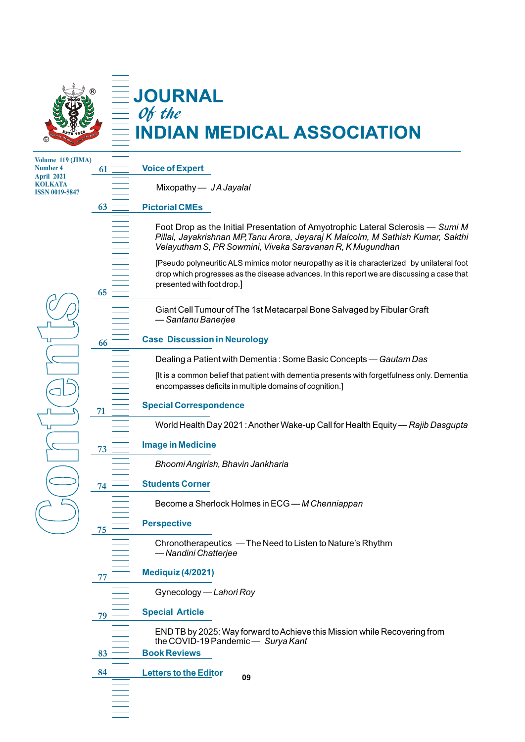# JOURNAL *Of the* INDIAN MEDICAL ASSOCIATION

Volume 119 (JIMA)
Number 4
April 2021
KOLKATA
ISSN 0019-5847

# Contents

61 **Voice of Expert**

Mixopathy — *J A Jayalal*

63 **Pictorial CMEs**

Foot Drop as the Initial Presentation of Amyotrophic Lateral Sclerosis — *Sumi M Pillai, Jayakrishnan MP, Tanu Arora, Jeyaraj K Malcolm, M Sathish Kumar, Sakthi Velayutham S, PR Sowmini, Viveka Saravanan R, K Mugundhan*

[Pseudo polyneuritic ALS mimics motor neuropathy as it is characterized by unilateral foot drop which progresses as the disease advances. In this report we are discussing a case that presented with foot drop.]

65

Giant Cell Tumour of The 1st Metacarpal Bone Salvaged by Fibular Graft — *Santanu Banerjee*

66 **Case Discussion in Neurology**

Dealing a Patient with Dementia : Some Basic Concepts — *Gautam Das*

[It is a common belief that patient with dementia presents with forgetfulness only. Dementia encompasses deficits in multiple domains of cognition.]

71 **Special Correspondence**

World Health Day 2021 : Another Wake-up Call for Health Equity — *Rajib Dasgupta*

73 **Image in Medicine**

*Bhoomi Angirish, Bhavin Jankharia*

74 **Students Corner**

Become a Sherlock Holmes in ECG — *M Chenniappan*

75 **Perspective**

Chronotherapeutics — The Need to Listen to Nature's Rhythm — *Nandini Chatterjee*

77 **Mediquiz (4/2021)**

Gynecology — *Lahori Roy*

79 **Special Article**

END TB by 2025: Way forward to Achieve this Mission while Recovering from the COVID-19 Pandemic — *Surya Kant*

83 **Book Reviews**

84 **Letters to the Editor**